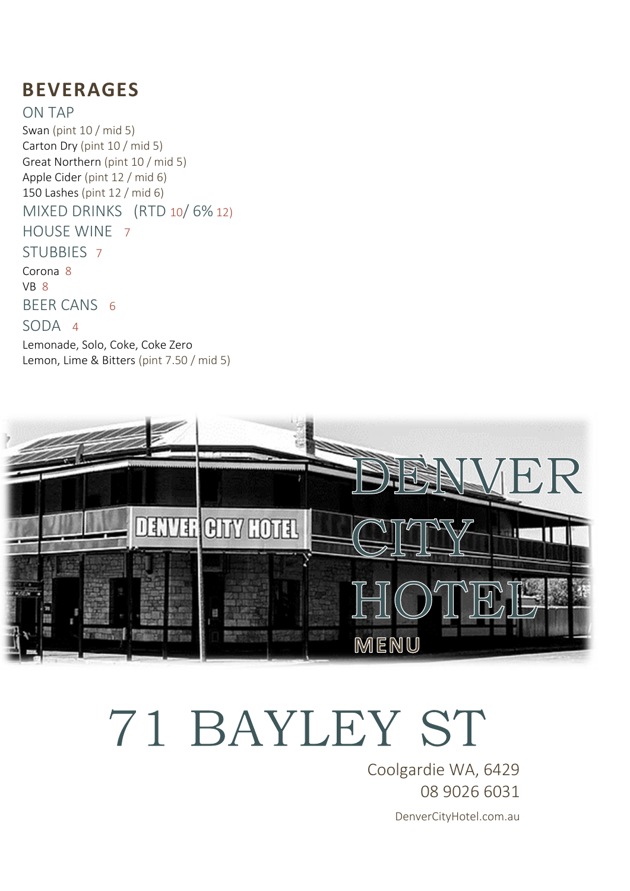# BEVERAGES

## ON TAP

Swan (pint 10 / mid 5)
Carton Dry (pint 10 / mid 5)
Great Northern (pint 10 / mid 5)
Apple Cider (pint 12 / mid 6)
150 Lashes (pint 12 / mid 6)

## MIXED DRINKS (RTD 10/ 6% 12)

## HOUSE WINE 7

## STUBBIES 7

Corona 8
VB 8

## BEER CANS 6

## SODA 4

Lemonade, Solo, Coke, Coke Zero
Lemon, Lime & Bitters (pint 7.50 / mid 5)

DENVER CITY HOTEL

MENU

# 71 BAYLEY ST

Coolgardie WA, 6429
08 9026 6031

DenverCityHotel.com.au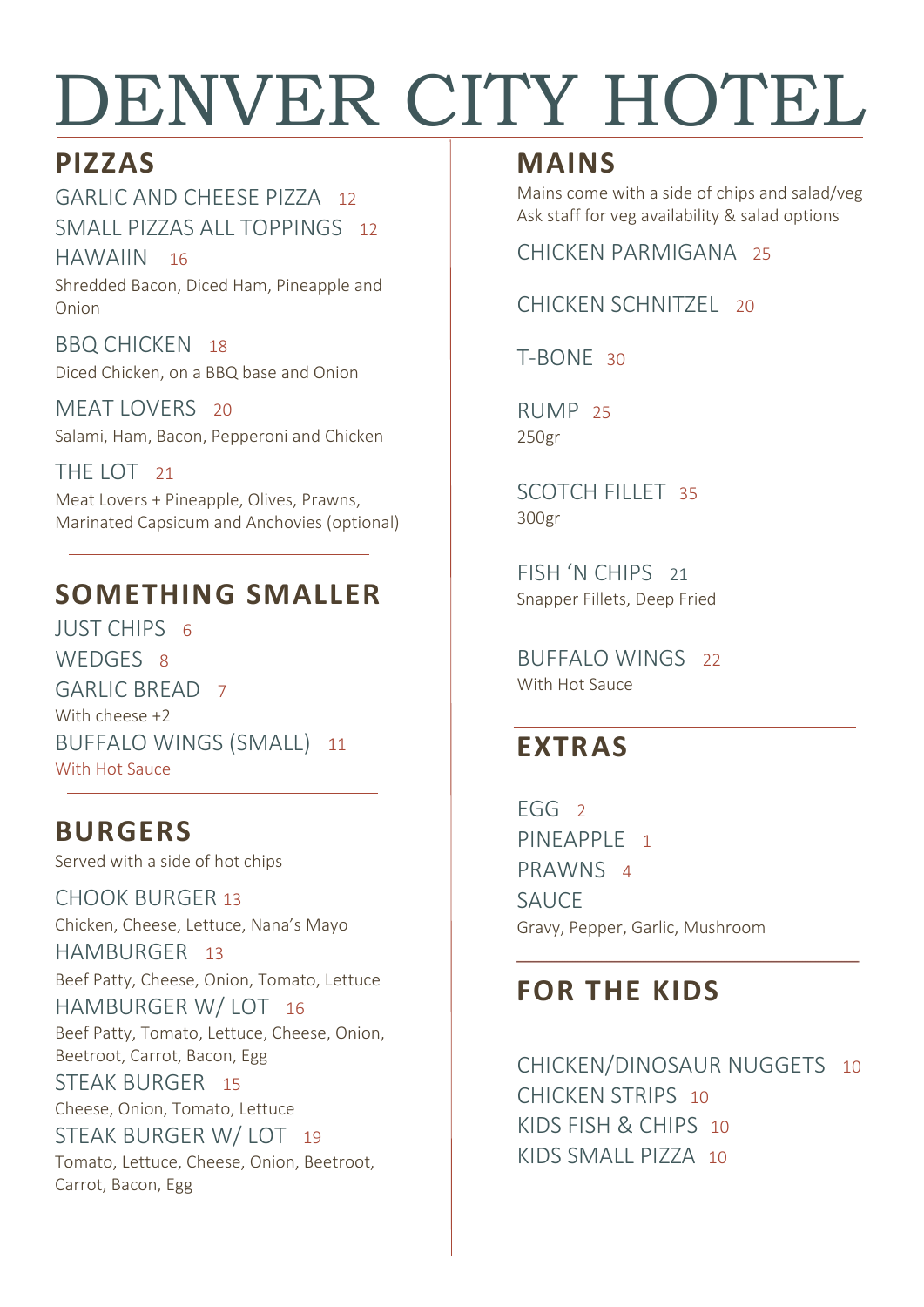# DENVER CITY HOTEL

## PIZZAS

GARLIC AND CHEESE PIZZA 12

SMALL PIZZAS ALL TOPPINGS 12

HAWAIIN 16
Shredded Bacon, Diced Ham, Pineapple and Onion

BBQ CHICKEN 18
Diced Chicken, on a BBQ base and Onion

MEAT LOVERS 20
Salami, Ham, Bacon, Pepperoni and Chicken

THE LOT 21
Meat Lovers + Pineapple, Olives, Prawns, Marinated Capsicum and Anchovies (optional)

## SOMETHING SMALLER

JUST CHIPS 6

WEDGES 8

GARLIC BREAD 7
With cheese +2

BUFFALO WINGS (SMALL) 11
With Hot Sauce

## BURGERS

Served with a side of hot chips

CHOOK BURGER 13
Chicken, Cheese, Lettuce, Nana's Mayo

HAMBURGER 13
Beef Patty, Cheese, Onion, Tomato, Lettuce

HAMBURGER W/ LOT 16
Beef Patty, Tomato, Lettuce, Cheese, Onion, Beetroot, Carrot, Bacon, Egg

STEAK BURGER 15
Cheese, Onion, Tomato, Lettuce

STEAK BURGER W/ LOT 19
Tomato, Lettuce, Cheese, Onion, Beetroot, Carrot, Bacon, Egg

## MAINS

Mains come with a side of chips and salad/veg
Ask staff for veg availability & salad options

CHICKEN PARMIGANA 25

CHICKEN SCHNITZEL 20

T-BONE 30

RUMP 25
250gr

SCOTCH FILLET 35
300gr

FISH 'N CHIPS 21
Snapper Fillets, Deep Fried

BUFFALO WINGS 22
With Hot Sauce

## EXTRAS

EGG 2

PINEAPPLE 1

PRAWNS 4

SAUCE
Gravy, Pepper, Garlic, Mushroom

## FOR THE KIDS

CHICKEN/DINOSAUR NUGGETS 10

CHICKEN STRIPS 10

KIDS FISH & CHIPS 10

KIDS SMALL PIZZA 10